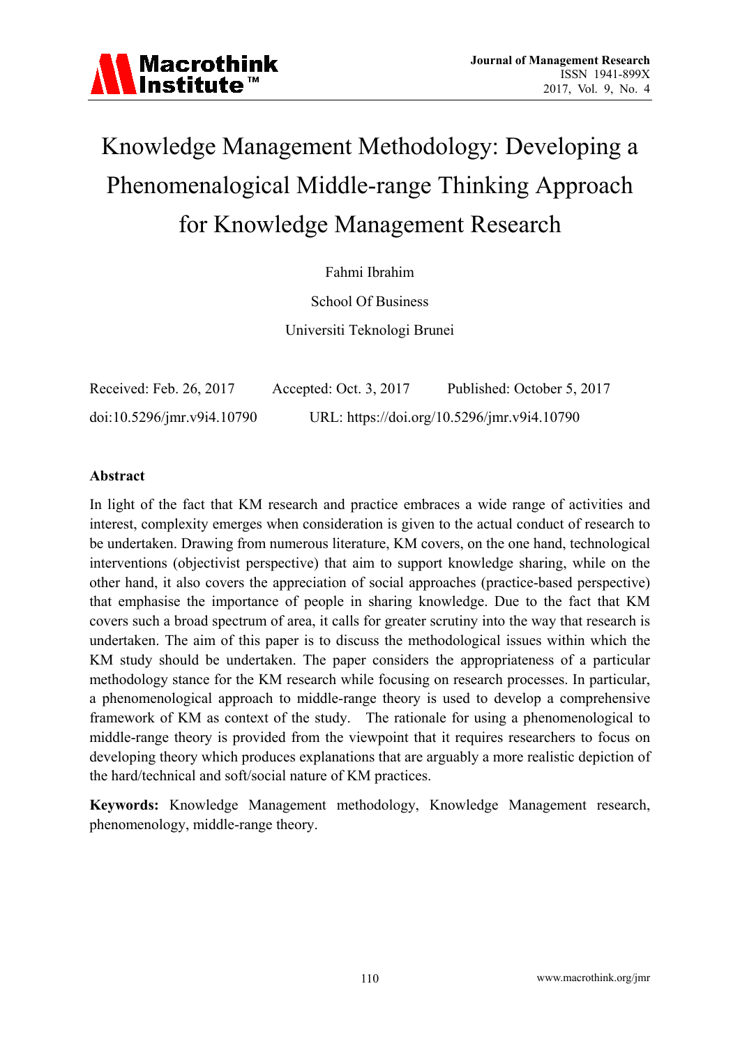# Knowledge Management Methodology: Developing a Phenomenalogical Middle-range Thinking Approach for Knowledge Management Research

Fahmi Ibrahim

School Of Business

Universiti Teknologi Brunei

Received: Feb. 26, 2017    Accepted: Oct. 3, 2017    Published: October 5, 2017

doi:10.5296/jmr.v9i4.10790    URL: https://doi.org/10.5296/jmr.v9i4.10790

## Abstract

In light of the fact that KM research and practice embraces a wide range of activities and interest, complexity emerges when consideration is given to the actual conduct of research to be undertaken. Drawing from numerous literature, KM covers, on the one hand, technological interventions (objectivist perspective) that aim to support knowledge sharing, while on the other hand, it also covers the appreciation of social approaches (practice-based perspective) that emphasise the importance of people in sharing knowledge. Due to the fact that KM covers such a broad spectrum of area, it calls for greater scrutiny into the way that research is undertaken. The aim of this paper is to discuss the methodological issues within which the KM study should be undertaken. The paper considers the appropriateness of a particular methodology stance for the KM research while focusing on research processes. In particular, a phenomenological approach to middle-range theory is used to develop a comprehensive framework of KM as context of the study. The rationale for using a phenomenological to middle-range theory is provided from the viewpoint that it requires researchers to focus on developing theory which produces explanations that are arguably a more realistic depiction of the hard/technical and soft/social nature of KM practices.

**Keywords:** Knowledge Management methodology, Knowledge Management research, phenomenology, middle-range theory.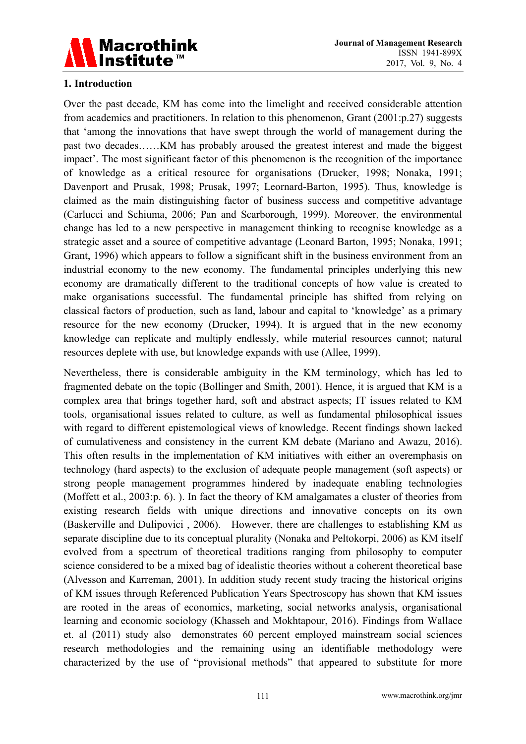## 1. Introduction

Over the past decade, KM has come into the limelight and received considerable attention from academics and practitioners. In relation to this phenomenon, Grant (2001:p.27) suggests that 'among the innovations that have swept through the world of management during the past two decades……KM has probably aroused the greatest interest and made the biggest impact'. The most significant factor of this phenomenon is the recognition of the importance of knowledge as a critical resource for organisations (Drucker, 1998; Nonaka, 1991; Davenport and Prusak, 1998; Prusak, 1997; Leornard-Barton, 1995). Thus, knowledge is claimed as the main distinguishing factor of business success and competitive advantage (Carlucci and Schiuma, 2006; Pan and Scarborough, 1999). Moreover, the environmental change has led to a new perspective in management thinking to recognise knowledge as a strategic asset and a source of competitive advantage (Leonard Barton, 1995; Nonaka, 1991; Grant, 1996) which appears to follow a significant shift in the business environment from an industrial economy to the new economy. The fundamental principles underlying this new economy are dramatically different to the traditional concepts of how value is created to make organisations successful. The fundamental principle has shifted from relying on classical factors of production, such as land, labour and capital to 'knowledge' as a primary resource for the new economy (Drucker, 1994). It is argued that in the new economy knowledge can replicate and multiply endlessly, while material resources cannot; natural resources deplete with use, but knowledge expands with use (Allee, 1999).

Nevertheless, there is considerable ambiguity in the KM terminology, which has led to fragmented debate on the topic (Bollinger and Smith, 2001). Hence, it is argued that KM is a complex area that brings together hard, soft and abstract aspects; IT issues related to KM tools, organisational issues related to culture, as well as fundamental philosophical issues with regard to different epistemological views of knowledge. Recent findings shown lacked of cumulativeness and consistency in the current KM debate (Mariano and Awazu, 2016). This often results in the implementation of KM initiatives with either an overemphasis on technology (hard aspects) to the exclusion of adequate people management (soft aspects) or strong people management programmes hindered by inadequate enabling technologies (Moffett et al., 2003:p. 6). ). In fact the theory of KM amalgamates a cluster of theories from existing research fields with unique directions and innovative concepts on its own (Baskerville and Dulipovici , 2006). However, there are challenges to establishing KM as separate discipline due to its conceptual plurality (Nonaka and Peltokorpi, 2006) as KM itself evolved from a spectrum of theoretical traditions ranging from philosophy to computer science considered to be a mixed bag of idealistic theories without a coherent theoretical base (Alvesson and Karreman, 2001). In addition study recent study tracing the historical origins of KM issues through Referenced Publication Years Spectroscopy has shown that KM issues are rooted in the areas of economics, marketing, social networks analysis, organisational learning and economic sociology (Khasseh and Mokhtapour, 2016). Findings from Wallace et. al (2011) study also demonstrates 60 percent employed mainstream social sciences research methodologies and the remaining using an identifiable methodology were characterized by the use of "provisional methods" that appeared to substitute for more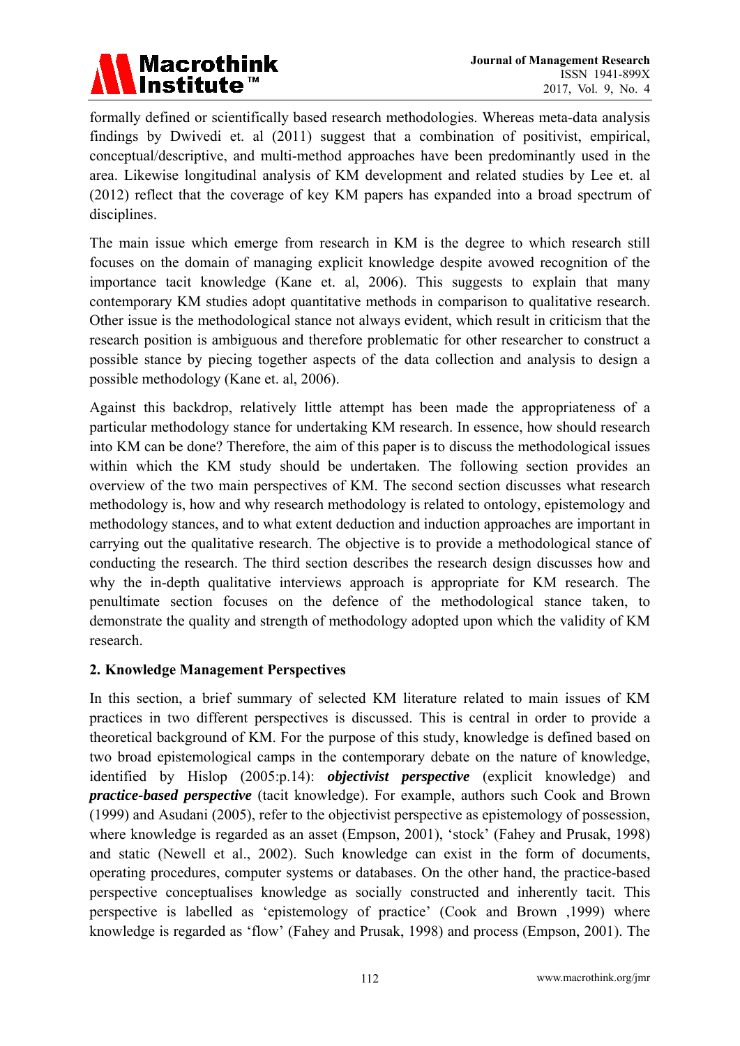formally defined or scientifically based research methodologies. Whereas meta-data analysis findings by Dwivedi et. al (2011) suggest that a combination of positivist, empirical, conceptual/descriptive, and multi-method approaches have been predominantly used in the area. Likewise longitudinal analysis of KM development and related studies by Lee et. al (2012) reflect that the coverage of key KM papers has expanded into a broad spectrum of disciplines.

The main issue which emerge from research in KM is the degree to which research still focuses on the domain of managing explicit knowledge despite avowed recognition of the importance tacit knowledge (Kane et. al, 2006). This suggests to explain that many contemporary KM studies adopt quantitative methods in comparison to qualitative research. Other issue is the methodological stance not always evident, which result in criticism that the research position is ambiguous and therefore problematic for other researcher to construct a possible stance by piecing together aspects of the data collection and analysis to design a possible methodology (Kane et. al, 2006).

Against this backdrop, relatively little attempt has been made the appropriateness of a particular methodology stance for undertaking KM research. In essence, how should research into KM can be done? Therefore, the aim of this paper is to discuss the methodological issues within which the KM study should be undertaken. The following section provides an overview of the two main perspectives of KM. The second section discusses what research methodology is, how and why research methodology is related to ontology, epistemology and methodology stances, and to what extent deduction and induction approaches are important in carrying out the qualitative research. The objective is to provide a methodological stance of conducting the research. The third section describes the research design discusses how and why the in-depth qualitative interviews approach is appropriate for KM research. The penultimate section focuses on the defence of the methodological stance taken, to demonstrate the quality and strength of methodology adopted upon which the validity of KM research.

## 2. Knowledge Management Perspectives

In this section, a brief summary of selected KM literature related to main issues of KM practices in two different perspectives is discussed. This is central in order to provide a theoretical background of KM. For the purpose of this study, knowledge is defined based on two broad epistemological camps in the contemporary debate on the nature of knowledge, identified by Hislop (2005:p.14): ***objectivist perspective*** (explicit knowledge) and ***practice-based perspective*** (tacit knowledge). For example, authors such Cook and Brown (1999) and Asudani (2005), refer to the objectivist perspective as epistemology of possession, where knowledge is regarded as an asset (Empson, 2001), 'stock' (Fahey and Prusak, 1998) and static (Newell et al., 2002). Such knowledge can exist in the form of documents, operating procedures, computer systems or databases. On the other hand, the practice-based perspective conceptualises knowledge as socially constructed and inherently tacit. This perspective is labelled as 'epistemology of practice' (Cook and Brown ,1999) where knowledge is regarded as 'flow' (Fahey and Prusak, 1998) and process (Empson, 2001). The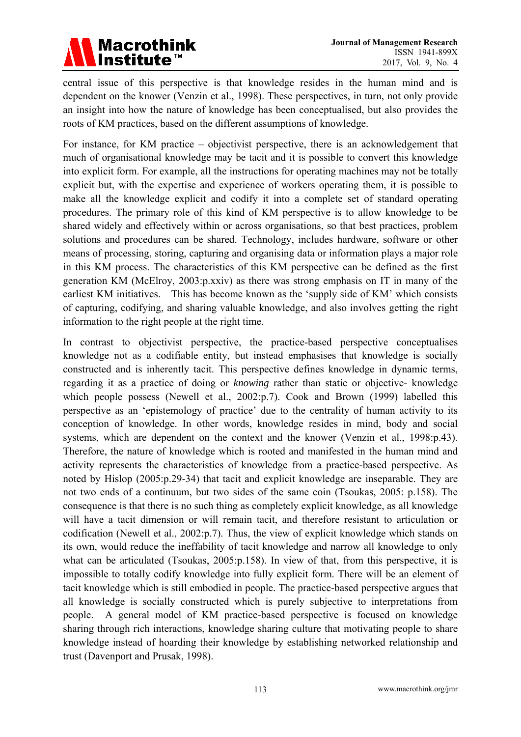central issue of this perspective is that knowledge resides in the human mind and is dependent on the knower (Venzin et al., 1998). These perspectives, in turn, not only provide an insight into how the nature of knowledge has been conceptualised, but also provides the roots of KM practices, based on the different assumptions of knowledge.

For instance, for KM practice – objectivist perspective, there is an acknowledgement that much of organisational knowledge may be tacit and it is possible to convert this knowledge into explicit form. For example, all the instructions for operating machines may not be totally explicit but, with the expertise and experience of workers operating them, it is possible to make all the knowledge explicit and codify it into a complete set of standard operating procedures. The primary role of this kind of KM perspective is to allow knowledge to be shared widely and effectively within or across organisations, so that best practices, problem solutions and procedures can be shared. Technology, includes hardware, software or other means of processing, storing, capturing and organising data or information plays a major role in this KM process. The characteristics of this KM perspective can be defined as the first generation KM (McElroy, 2003:p.xxiv) as there was strong emphasis on IT in many of the earliest KM initiatives. This has become known as the 'supply side of KM' which consists of capturing, codifying, and sharing valuable knowledge, and also involves getting the right information to the right people at the right time.

In contrast to objectivist perspective, the practice-based perspective conceptualises knowledge not as a codifiable entity, but instead emphasises that knowledge is socially constructed and is inherently tacit. This perspective defines knowledge in dynamic terms, regarding it as a practice of doing or *knowing* rather than static or objective- knowledge which people possess (Newell et al., 2002:p.7). Cook and Brown (1999) labelled this perspective as an 'epistemology of practice' due to the centrality of human activity to its conception of knowledge. In other words, knowledge resides in mind, body and social systems, which are dependent on the context and the knower (Venzin et al., 1998:p.43). Therefore, the nature of knowledge which is rooted and manifested in the human mind and activity represents the characteristics of knowledge from a practice-based perspective. As noted by Hislop (2005:p.29-34) that tacit and explicit knowledge are inseparable. They are not two ends of a continuum, but two sides of the same coin (Tsoukas, 2005: p.158). The consequence is that there is no such thing as completely explicit knowledge, as all knowledge will have a tacit dimension or will remain tacit, and therefore resistant to articulation or codification (Newell et al., 2002:p.7). Thus, the view of explicit knowledge which stands on its own, would reduce the ineffability of tacit knowledge and narrow all knowledge to only what can be articulated (Tsoukas, 2005:p.158). In view of that, from this perspective, it is impossible to totally codify knowledge into fully explicit form. There will be an element of tacit knowledge which is still embodied in people. The practice-based perspective argues that all knowledge is socially constructed which is purely subjective to interpretations from people. A general model of KM practice-based perspective is focused on knowledge sharing through rich interactions, knowledge sharing culture that motivating people to share knowledge instead of hoarding their knowledge by establishing networked relationship and trust (Davenport and Prusak, 1998).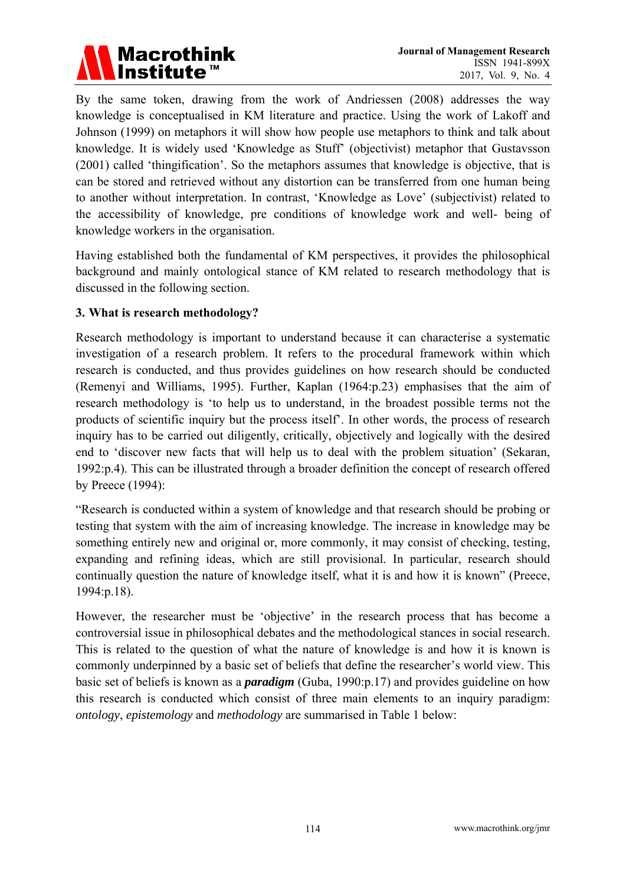By the same token, drawing from the work of Andriessen (2008) addresses the way knowledge is conceptualised in KM literature and practice. Using the work of Lakoff and Johnson (1999) on metaphors it will show how people use metaphors to think and talk about knowledge. It is widely used 'Knowledge as Stuff' (objectivist) metaphor that Gustavsson (2001) called 'thingification'. So the metaphors assumes that knowledge is objective, that is can be stored and retrieved without any distortion can be transferred from one human being to another without interpretation. In contrast, 'Knowledge as Love' (subjectivist) related to the accessibility of knowledge, pre conditions of knowledge work and well- being of knowledge workers in the organisation.

Having established both the fundamental of KM perspectives, it provides the philosophical background and mainly ontological stance of KM related to research methodology that is discussed in the following section.

### 3. What is research methodology?

Research methodology is important to understand because it can characterise a systematic investigation of a research problem. It refers to the procedural framework within which research is conducted, and thus provides guidelines on how research should be conducted (Remenyi and Williams, 1995). Further, Kaplan (1964:p.23) emphasises that the aim of research methodology is 'to help us to understand, in the broadest possible terms not the products of scientific inquiry but the process itself'. In other words, the process of research inquiry has to be carried out diligently, critically, objectively and logically with the desired end to 'discover new facts that will help us to deal with the problem situation' (Sekaran, 1992:p.4). This can be illustrated through a broader definition the concept of research offered by Preece (1994):

"Research is conducted within a system of knowledge and that research should be probing or testing that system with the aim of increasing knowledge. The increase in knowledge may be something entirely new and original or, more commonly, it may consist of checking, testing, expanding and refining ideas, which are still provisional. In particular, research should continually question the nature of knowledge itself, what it is and how it is known" (Preece, 1994:p.18).

However, the researcher must be 'objective' in the research process that has become a controversial issue in philosophical debates and the methodological stances in social research. This is related to the question of what the nature of knowledge is and how it is known is commonly underpinned by a basic set of beliefs that define the researcher's world view. This basic set of beliefs is known as a ***paradigm*** (Guba, 1990:p.17) and provides guideline on how this research is conducted which consist of three main elements to an inquiry paradigm: *ontology*, *epistemology* and *methodology* are summarised in Table 1 below: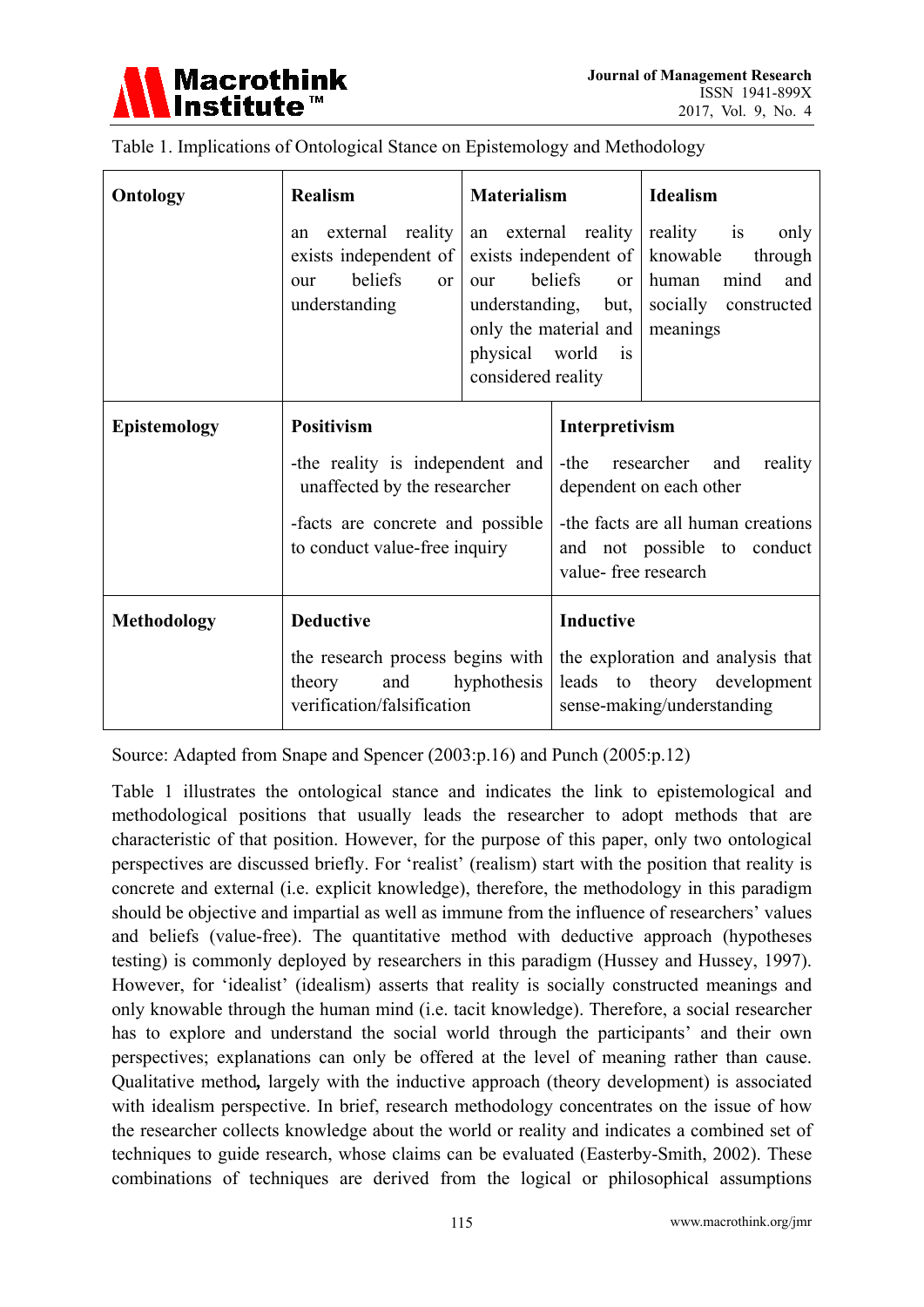Table 1. Implications of Ontological Stance on Epistemology and Methodology

| Ontology | Realism | Materialism | Idealism |
|---|---|---|---|
| | an external reality exists independent of our beliefs or understanding | an external reality exists independent of our beliefs or understanding, but, only the material and physical world is considered reality | reality is only knowable through human mind and socially constructed meanings |
| **Epistemology** | **Positivism** | | **Interpretivism** |
| | -the reality is independent and unaffected by the researcher<br>-facts are concrete and possible to conduct value-free inquiry | | -the researcher and reality dependent on each other<br>-the facts are all human creations and not possible to conduct value- free research |
| **Methodology** | **Deductive** | | **Inductive** |
| | the research process begins with theory and hyphothesis verification/falsification | | the exploration and analysis that leads to theory development sense-making/understanding |

Source: Adapted from Snape and Spencer (2003:p.16) and Punch (2005:p.12)

Table 1 illustrates the ontological stance and indicates the link to epistemological and methodological positions that usually leads the researcher to adopt methods that are characteristic of that position. However, for the purpose of this paper, only two ontological perspectives are discussed briefly. For 'realist' (realism) start with the position that reality is concrete and external (i.e. explicit knowledge), therefore, the methodology in this paradigm should be objective and impartial as well as immune from the influence of researchers' values and beliefs (value-free). The quantitative method with deductive approach (hypotheses testing) is commonly deployed by researchers in this paradigm (Hussey and Hussey, 1997). However, for 'idealist' (idealism) asserts that reality is socially constructed meanings and only knowable through the human mind (i.e. tacit knowledge). Therefore, a social researcher has to explore and understand the social world through the participants' and their own perspectives; explanations can only be offered at the level of meaning rather than cause. Qualitative method**,** largely with the inductive approach (theory development) is associated with idealism perspective. In brief, research methodology concentrates on the issue of how the researcher collects knowledge about the world or reality and indicates a combined set of techniques to guide research, whose claims can be evaluated (Easterby-Smith, 2002). These combinations of techniques are derived from the logical or philosophical assumptions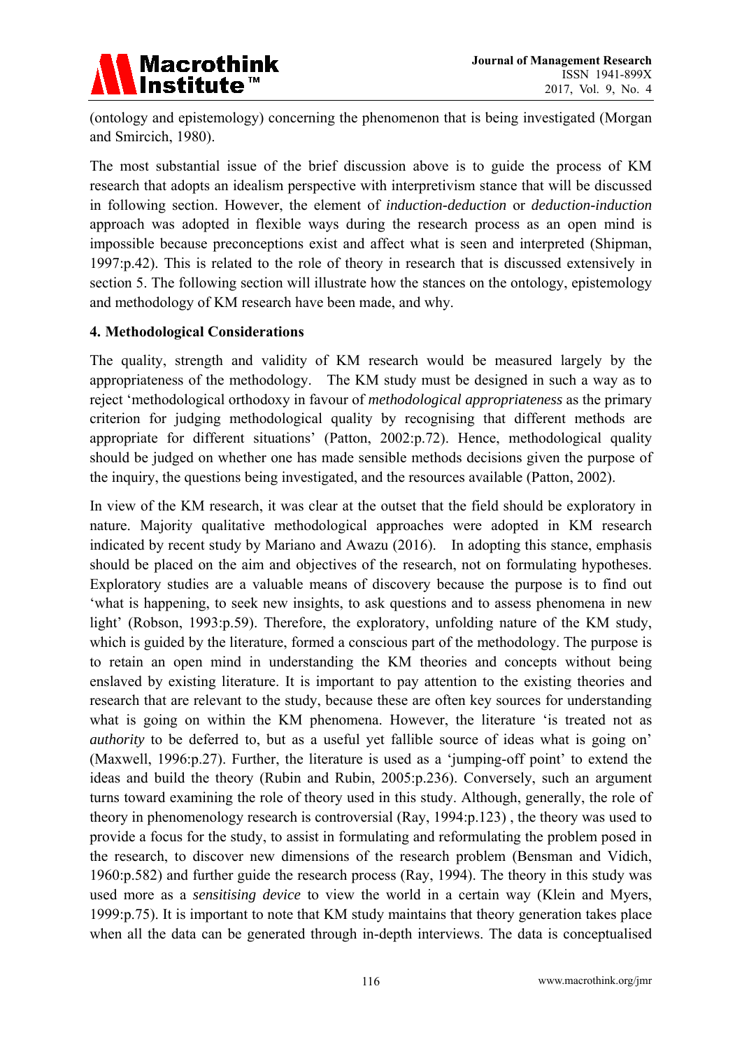(ontology and epistemology) concerning the phenomenon that is being investigated (Morgan and Smircich, 1980).

The most substantial issue of the brief discussion above is to guide the process of KM research that adopts an idealism perspective with interpretivism stance that will be discussed in following section. However, the element of *induction-deduction* or *deduction-induction* approach was adopted in flexible ways during the research process as an open mind is impossible because preconceptions exist and affect what is seen and interpreted (Shipman, 1997:p.42). This is related to the role of theory in research that is discussed extensively in section 5. The following section will illustrate how the stances on the ontology, epistemology and methodology of KM research have been made, and why.

## 4. Methodological Considerations

The quality, strength and validity of KM research would be measured largely by the appropriateness of the methodology. The KM study must be designed in such a way as to reject 'methodological orthodoxy in favour of *methodological appropriateness* as the primary criterion for judging methodological quality by recognising that different methods are appropriate for different situations' (Patton, 2002:p.72). Hence, methodological quality should be judged on whether one has made sensible methods decisions given the purpose of the inquiry, the questions being investigated, and the resources available (Patton, 2002).

In view of the KM research, it was clear at the outset that the field should be exploratory in nature. Majority qualitative methodological approaches were adopted in KM research indicated by recent study by Mariano and Awazu (2016). In adopting this stance, emphasis should be placed on the aim and objectives of the research, not on formulating hypotheses. Exploratory studies are a valuable means of discovery because the purpose is to find out 'what is happening, to seek new insights, to ask questions and to assess phenomena in new light' (Robson, 1993:p.59). Therefore, the exploratory, unfolding nature of the KM study, which is guided by the literature, formed a conscious part of the methodology. The purpose is to retain an open mind in understanding the KM theories and concepts without being enslaved by existing literature. It is important to pay attention to the existing theories and research that are relevant to the study, because these are often key sources for understanding what is going on within the KM phenomena. However, the literature 'is treated not as *authority* to be deferred to, but as a useful yet fallible source of ideas what is going on' (Maxwell, 1996:p.27). Further, the literature is used as a 'jumping-off point' to extend the ideas and build the theory (Rubin and Rubin, 2005:p.236). Conversely, such an argument turns toward examining the role of theory used in this study. Although, generally, the role of theory in phenomenology research is controversial (Ray, 1994:p.123) , the theory was used to provide a focus for the study, to assist in formulating and reformulating the problem posed in the research, to discover new dimensions of the research problem (Bensman and Vidich, 1960:p.582) and further guide the research process (Ray, 1994). The theory in this study was used more as a *sensitising device* to view the world in a certain way (Klein and Myers, 1999:p.75). It is important to note that KM study maintains that theory generation takes place when all the data can be generated through in-depth interviews. The data is conceptualised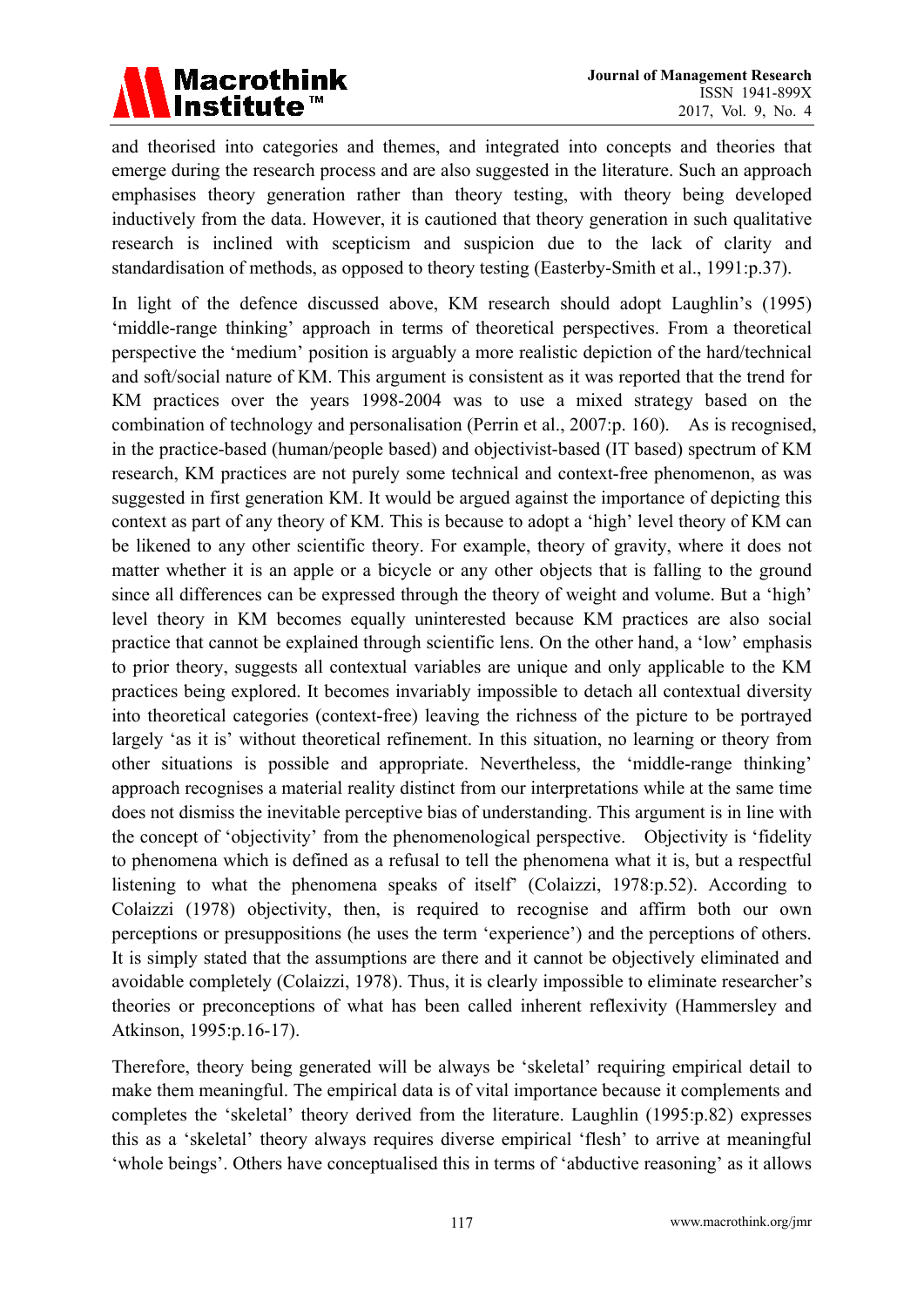and theorised into categories and themes, and integrated into concepts and theories that emerge during the research process and are also suggested in the literature. Such an approach emphasises theory generation rather than theory testing, with theory being developed inductively from the data. However, it is cautioned that theory generation in such qualitative research is inclined with scepticism and suspicion due to the lack of clarity and standardisation of methods, as opposed to theory testing (Easterby-Smith et al., 1991:p.37).

In light of the defence discussed above, KM research should adopt Laughlin's (1995) 'middle-range thinking' approach in terms of theoretical perspectives. From a theoretical perspective the 'medium' position is arguably a more realistic depiction of the hard/technical and soft/social nature of KM. This argument is consistent as it was reported that the trend for KM practices over the years 1998-2004 was to use a mixed strategy based on the combination of technology and personalisation (Perrin et al., 2007:p. 160). As is recognised, in the practice-based (human/people based) and objectivist-based (IT based) spectrum of KM research, KM practices are not purely some technical and context-free phenomenon, as was suggested in first generation KM. It would be argued against the importance of depicting this context as part of any theory of KM. This is because to adopt a 'high' level theory of KM can be likened to any other scientific theory. For example, theory of gravity, where it does not matter whether it is an apple or a bicycle or any other objects that is falling to the ground since all differences can be expressed through the theory of weight and volume. But a 'high' level theory in KM becomes equally uninterested because KM practices are also social practice that cannot be explained through scientific lens. On the other hand, a 'low' emphasis to prior theory, suggests all contextual variables are unique and only applicable to the KM practices being explored. It becomes invariably impossible to detach all contextual diversity into theoretical categories (context-free) leaving the richness of the picture to be portrayed largely 'as it is' without theoretical refinement. In this situation, no learning or theory from other situations is possible and appropriate. Nevertheless, the 'middle-range thinking' approach recognises a material reality distinct from our interpretations while at the same time does not dismiss the inevitable perceptive bias of understanding. This argument is in line with the concept of 'objectivity' from the phenomenological perspective. Objectivity is 'fidelity to phenomena which is defined as a refusal to tell the phenomena what it is, but a respectful listening to what the phenomena speaks of itself' (Colaizzi, 1978:p.52). According to Colaizzi (1978) objectivity, then, is required to recognise and affirm both our own perceptions or presuppositions (he uses the term 'experience') and the perceptions of others. It is simply stated that the assumptions are there and it cannot be objectively eliminated and avoidable completely (Colaizzi, 1978). Thus, it is clearly impossible to eliminate researcher's theories or preconceptions of what has been called inherent reflexivity (Hammersley and Atkinson, 1995:p.16-17).

Therefore, theory being generated will be always be 'skeletal' requiring empirical detail to make them meaningful. The empirical data is of vital importance because it complements and completes the 'skeletal' theory derived from the literature. Laughlin (1995:p.82) expresses this as a 'skeletal' theory always requires diverse empirical 'flesh' to arrive at meaningful 'whole beings'. Others have conceptualised this in terms of 'abductive reasoning' as it allows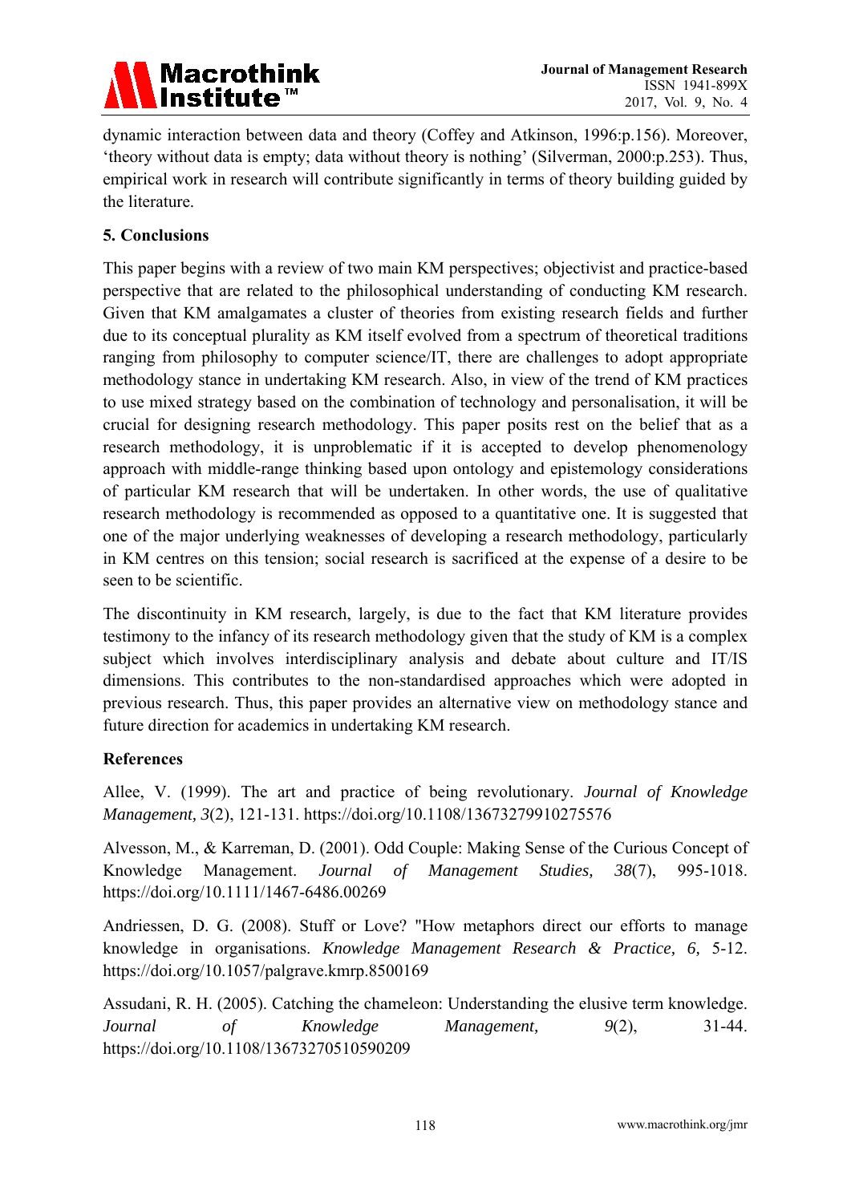dynamic interaction between data and theory (Coffey and Atkinson, 1996:p.156). Moreover, 'theory without data is empty; data without theory is nothing' (Silverman, 2000:p.253). Thus, empirical work in research will contribute significantly in terms of theory building guided by the literature.

## 5. Conclusions

This paper begins with a review of two main KM perspectives; objectivist and practice-based perspective that are related to the philosophical understanding of conducting KM research. Given that KM amalgamates a cluster of theories from existing research fields and further due to its conceptual plurality as KM itself evolved from a spectrum of theoretical traditions ranging from philosophy to computer science/IT, there are challenges to adopt appropriate methodology stance in undertaking KM research. Also, in view of the trend of KM practices to use mixed strategy based on the combination of technology and personalisation, it will be crucial for designing research methodology. This paper posits rest on the belief that as a research methodology, it is unproblematic if it is accepted to develop phenomenology approach with middle-range thinking based upon ontology and epistemology considerations of particular KM research that will be undertaken. In other words, the use of qualitative research methodology is recommended as opposed to a quantitative one. It is suggested that one of the major underlying weaknesses of developing a research methodology, particularly in KM centres on this tension; social research is sacrificed at the expense of a desire to be seen to be scientific.

The discontinuity in KM research, largely, is due to the fact that KM literature provides testimony to the infancy of its research methodology given that the study of KM is a complex subject which involves interdisciplinary analysis and debate about culture and IT/IS dimensions. This contributes to the non-standardised approaches which were adopted in previous research. Thus, this paper provides an alternative view on methodology stance and future direction for academics in undertaking KM research.

## References

Allee, V. (1999). The art and practice of being revolutionary. *Journal of Knowledge Management, 3*(2), 121-131. https://doi.org/10.1108/13673279910275576

Alvesson, M., & Karreman, D. (2001). Odd Couple: Making Sense of the Curious Concept of Knowledge Management. *Journal of Management Studies, 38*(7), 995-1018. https://doi.org/10.1111/1467-6486.00269

Andriessen, D. G. (2008). Stuff or Love? "How metaphors direct our efforts to manage knowledge in organisations. *Knowledge Management Research & Practice, 6,* 5-12. https://doi.org/10.1057/palgrave.kmrp.8500169

Assudani, R. H. (2005). Catching the chameleon: Understanding the elusive term knowledge. *Journal of Knowledge Management, 9*(2), 31-44. https://doi.org/10.1108/13673270510590209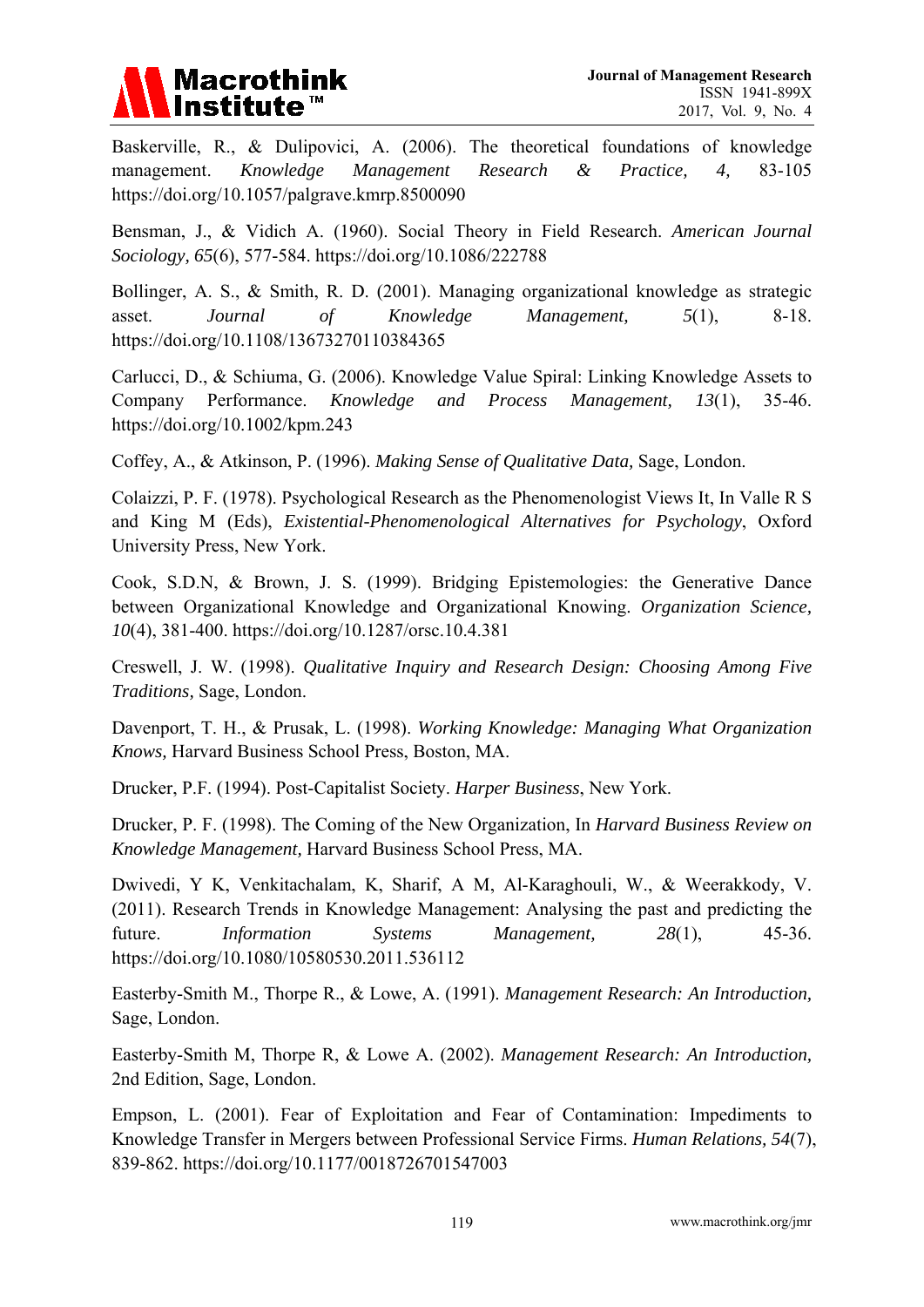Baskerville, R., & Dulipovici, A. (2006). The theoretical foundations of knowledge management. *Knowledge Management Research & Practice, 4,* 83-105 https://doi.org/10.1057/palgrave.kmrp.8500090

Bensman, J., & Vidich A. (1960). Social Theory in Field Research. *American Journal Sociology, 65*(6), 577-584. https://doi.org/10.1086/222788

Bollinger, A. S., & Smith, R. D. (2001). Managing organizational knowledge as strategic asset. *Journal of Knowledge Management, 5*(1), 8-18. https://doi.org/10.1108/13673270110384365

Carlucci, D., & Schiuma, G. (2006). Knowledge Value Spiral: Linking Knowledge Assets to Company Performance. *Knowledge and Process Management, 13*(1), 35-46. https://doi.org/10.1002/kpm.243

Coffey, A., & Atkinson, P. (1996). *Making Sense of Qualitative Data,* Sage, London.

Colaizzi, P. F. (1978). Psychological Research as the Phenomenologist Views It, In Valle R S and King M (Eds), *Existential-Phenomenological Alternatives for Psychology*, Oxford University Press, New York.

Cook, S.D.N, & Brown, J. S. (1999). Bridging Epistemologies: the Generative Dance between Organizational Knowledge and Organizational Knowing. *Organization Science, 10*(4), 381-400. https://doi.org/10.1287/orsc.10.4.381

Creswell, J. W. (1998). *Qualitative Inquiry and Research Design: Choosing Among Five Traditions,* Sage, London.

Davenport, T. H., & Prusak, L. (1998). *Working Knowledge: Managing What Organization Knows,* Harvard Business School Press, Boston, MA.

Drucker, P.F. (1994). Post-Capitalist Society. *Harper Business*, New York.

Drucker, P. F. (1998). The Coming of the New Organization, In *Harvard Business Review on Knowledge Management,* Harvard Business School Press, MA.

Dwivedi, Y K, Venkitachalam, K, Sharif, A M, Al-Karaghouli, W., & Weerakkody, V. (2011). Research Trends in Knowledge Management: Analysing the past and predicting the future. *Information Systems Management, 28*(1), 45-36. https://doi.org/10.1080/10580530.2011.536112

Easterby-Smith M., Thorpe R., & Lowe, A. (1991). *Management Research: An Introduction,* Sage, London.

Easterby-Smith M, Thorpe R, & Lowe A. (2002). *Management Research: An Introduction,* 2nd Edition, Sage, London.

Empson, L. (2001). Fear of Exploitation and Fear of Contamination: Impediments to Knowledge Transfer in Mergers between Professional Service Firms. *Human Relations, 54*(7), 839-862. https://doi.org/10.1177/0018726701547003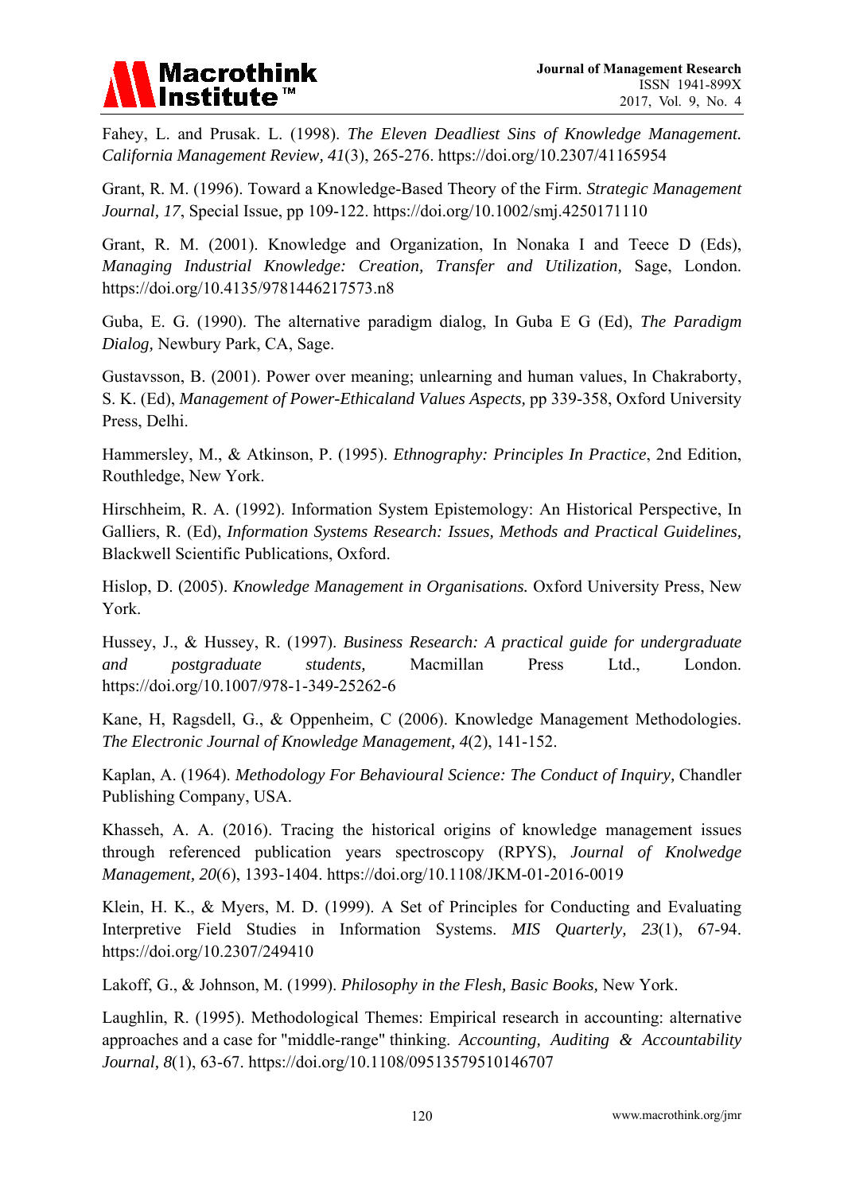Fahey, L. and Prusak. L. (1998). *The Eleven Deadliest Sins of Knowledge Management. California Management Review, 41*(3), 265-276. https://doi.org/10.2307/41165954

Grant, R. M. (1996). Toward a Knowledge-Based Theory of the Firm. *Strategic Management Journal, 17*, Special Issue, pp 109-122. https://doi.org/10.1002/smj.4250171110

Grant, R. M. (2001). Knowledge and Organization, In Nonaka I and Teece D (Eds), *Managing Industrial Knowledge: Creation, Transfer and Utilization,* Sage, London. https://doi.org/10.4135/9781446217573.n8

Guba, E. G. (1990). The alternative paradigm dialog, In Guba E G (Ed), *The Paradigm Dialog,* Newbury Park, CA, Sage.

Gustavsson, B. (2001). Power over meaning; unlearning and human values, In Chakraborty, S. K. (Ed), *Management of Power-Ethicaland Values Aspects,* pp 339-358, Oxford University Press, Delhi.

Hammersley, M., & Atkinson, P. (1995). *Ethnography: Principles In Practice*, 2nd Edition, Routhledge, New York.

Hirschheim, R. A. (1992). Information System Epistemology: An Historical Perspective, In Galliers, R. (Ed), *Information Systems Research: Issues, Methods and Practical Guidelines,* Blackwell Scientific Publications, Oxford.

Hislop, D. (2005). *Knowledge Management in Organisations.* Oxford University Press, New York.

Hussey, J., & Hussey, R. (1997). *Business Research: A practical guide for undergraduate and postgraduate students,* Macmillan Press Ltd., London. https://doi.org/10.1007/978-1-349-25262-6

Kane, H, Ragsdell, G., & Oppenheim, C (2006). Knowledge Management Methodologies. *The Electronic Journal of Knowledge Management, 4*(2), 141-152.

Kaplan, A. (1964). *Methodology For Behavioural Science: The Conduct of Inquiry,* Chandler Publishing Company, USA.

Khasseh, A. A. (2016). Tracing the historical origins of knowledge management issues through referenced publication years spectroscopy (RPYS), *Journal of Knolwedge Management, 20*(6), 1393-1404. https://doi.org/10.1108/JKM-01-2016-0019

Klein, H. K., & Myers, M. D. (1999). A Set of Principles for Conducting and Evaluating Interpretive Field Studies in Information Systems. *MIS Quarterly, 23*(1), 67-94. https://doi.org/10.2307/249410

Lakoff, G., & Johnson, M. (1999). *Philosophy in the Flesh, Basic Books,* New York.

Laughlin, R. (1995). Methodological Themes: Empirical research in accounting: alternative approaches and a case for "middle-range" thinking. *Accounting, Auditing & Accountability Journal, 8*(1), 63-67. https://doi.org/10.1108/09513579510146707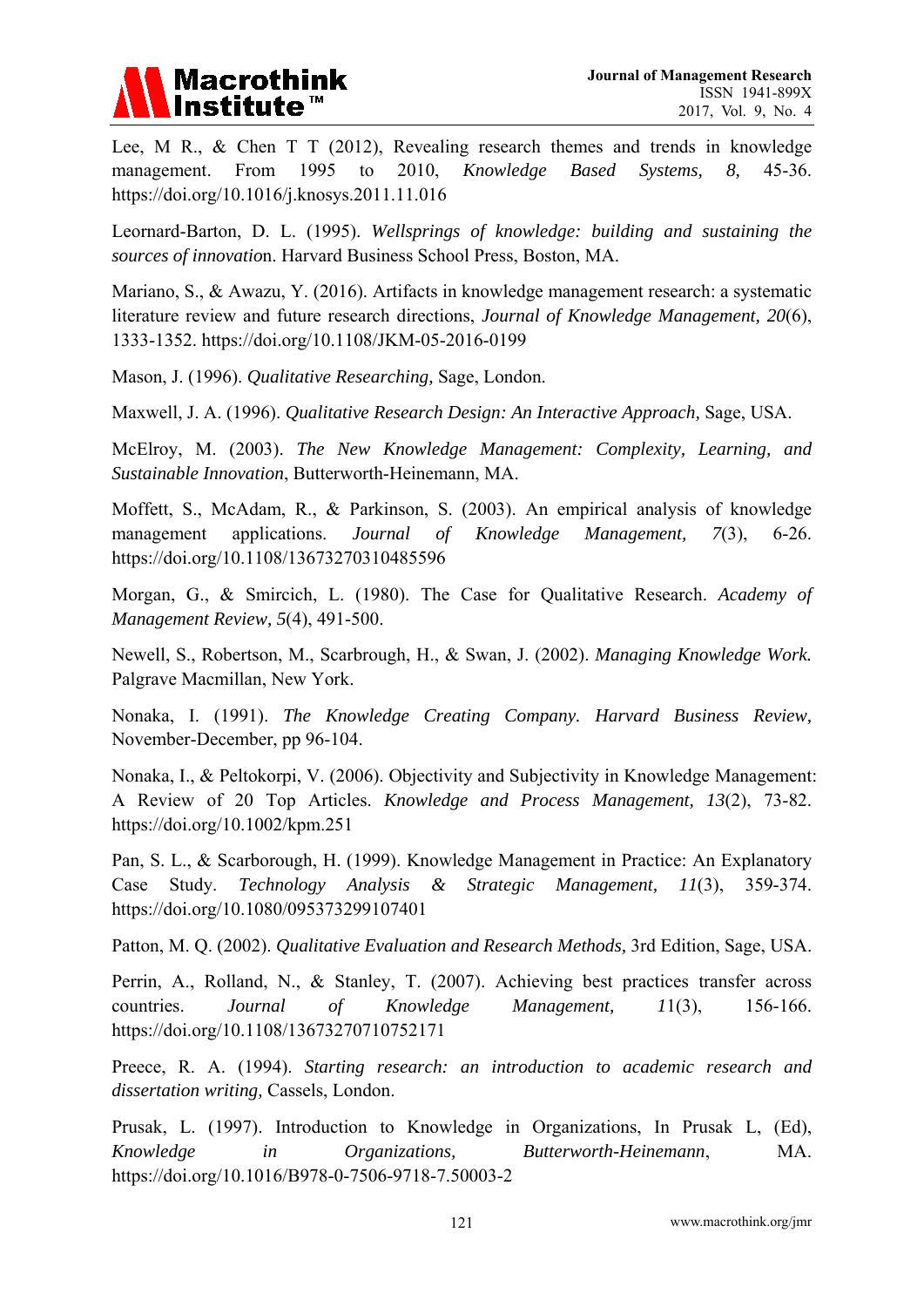Lee, M R., & Chen T T (2012), Revealing research themes and trends in knowledge management. From 1995 to 2010, *Knowledge Based Systems, 8,* 45-36. https://doi.org/10.1016/j.knosys.2011.11.016

Leornard-Barton, D. L. (1995). *Wellsprings of knowledge: building and sustaining the sources of innovatio*n. Harvard Business School Press, Boston, MA.

Mariano, S., & Awazu, Y. (2016). Artifacts in knowledge management research: a systematic literature review and future research directions, *Journal of Knowledge Management, 20*(6), 1333-1352. https://doi.org/10.1108/JKM-05-2016-0199

Mason, J. (1996). *Qualitative Researching,* Sage, London.

Maxwell, J. A. (1996). *Qualitative Research Design: An Interactive Approach,* Sage, USA.

McElroy, M. (2003). *The New Knowledge Management: Complexity, Learning, and Sustainable Innovation*, Butterworth-Heinemann, MA.

Moffett, S., McAdam, R., & Parkinson, S. (2003). An empirical analysis of knowledge management applications. *Journal of Knowledge Management, 7*(3), 6-26. https://doi.org/10.1108/13673270310485596

Morgan, G., & Smircich, L. (1980). The Case for Qualitative Research. *Academy of Management Review, 5*(4), 491-500.

Newell, S., Robertson, M., Scarbrough, H., & Swan, J. (2002). *Managing Knowledge Work.* Palgrave Macmillan, New York.

Nonaka, I. (1991). *The Knowledge Creating Company. Harvard Business Review,* November-December, pp 96-104.

Nonaka, I., & Peltokorpi, V. (2006). Objectivity and Subjectivity in Knowledge Management: A Review of 20 Top Articles. *Knowledge and Process Management, 13*(2), 73-82. https://doi.org/10.1002/kpm.251

Pan, S. L., & Scarborough, H. (1999). Knowledge Management in Practice: An Explanatory Case Study. *Technology Analysis & Strategic Management, 11*(3), 359-374. https://doi.org/10.1080/095373299107401

Patton, M. Q. (2002). *Qualitative Evaluation and Research Methods,* 3rd Edition, Sage, USA.

Perrin, A., Rolland, N., & Stanley, T. (2007). Achieving best practices transfer across countries. *Journal of Knowledge Management, 11*(3), 156-166. https://doi.org/10.1108/13673270710752171

Preece, R. A. (1994). *Starting research: an introduction to academic research and dissertation writing,* Cassels, London.

Prusak, L. (1997). Introduction to Knowledge in Organizations, In Prusak L, (Ed), *Knowledge in Organizations, Butterworth-Heinemann*, MA. https://doi.org/10.1016/B978-0-7506-9718-7.50003-2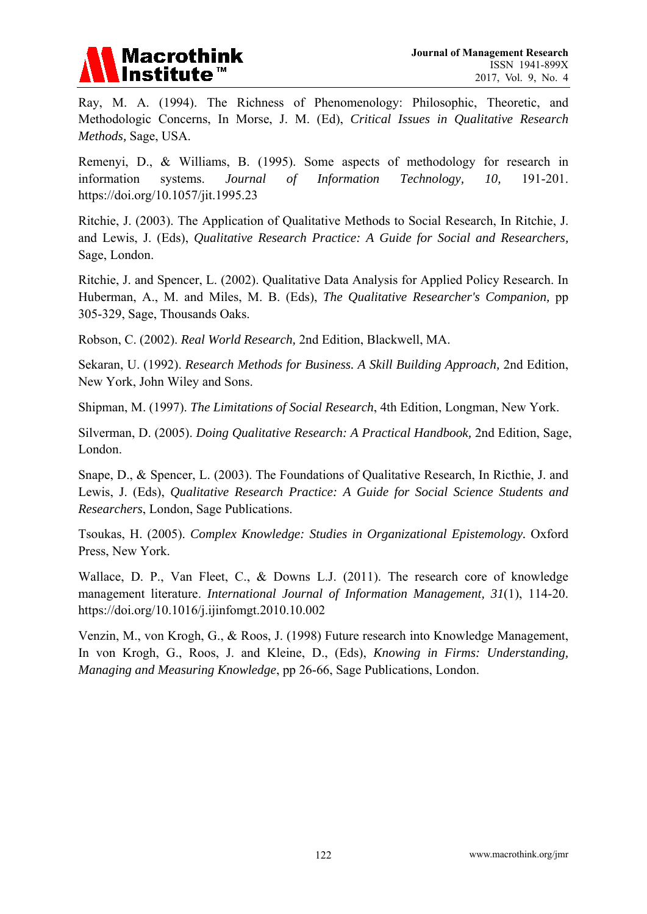Ray, M. A. (1994). The Richness of Phenomenology: Philosophic, Theoretic, and Methodologic Concerns, In Morse, J. M. (Ed), *Critical Issues in Qualitative Research Methods,* Sage, USA.

Remenyi, D., & Williams, B. (1995). Some aspects of methodology for research in information systems. *Journal of Information Technology, 10,* 191-201. https://doi.org/10.1057/jit.1995.23

Ritchie, J. (2003). The Application of Qualitative Methods to Social Research, In Ritchie, J. and Lewis, J. (Eds), *Qualitative Research Practice: A Guide for Social and Researchers,* Sage, London.

Ritchie, J. and Spencer, L. (2002). Qualitative Data Analysis for Applied Policy Research. In Huberman, A., M. and Miles, M. B. (Eds), *The Qualitative Researcher's Companion,* pp 305-329, Sage, Thousands Oaks.

Robson, C. (2002). *Real World Research,* 2nd Edition, Blackwell, MA.

Sekaran, U. (1992). *Research Methods for Business. A Skill Building Approach,* 2nd Edition, New York, John Wiley and Sons.

Shipman, M. (1997). *The Limitations of Social Research*, 4th Edition, Longman, New York.

Silverman, D. (2005). *Doing Qualitative Research: A Practical Handbook,* 2nd Edition, Sage, London.

Snape, D., & Spencer, L. (2003). The Foundations of Qualitative Research, In Ricthie, J. and Lewis, J. (Eds), *Qualitative Research Practice: A Guide for Social Science Students and Researchers*, London, Sage Publications.

Tsoukas, H. (2005). *Complex Knowledge: Studies in Organizational Epistemology.* Oxford Press, New York.

Wallace, D. P., Van Fleet, C., & Downs L.J. (2011). The research core of knowledge management literature. *International Journal of Information Management, 31*(1), 114-20. https://doi.org/10.1016/j.ijinfomgt.2010.10.002

Venzin, M., von Krogh, G., & Roos, J. (1998) Future research into Knowledge Management, In von Krogh, G., Roos, J. and Kleine, D., (Eds), *Knowing in Firms: Understanding, Managing and Measuring Knowledge*, pp 26-66, Sage Publications, London.